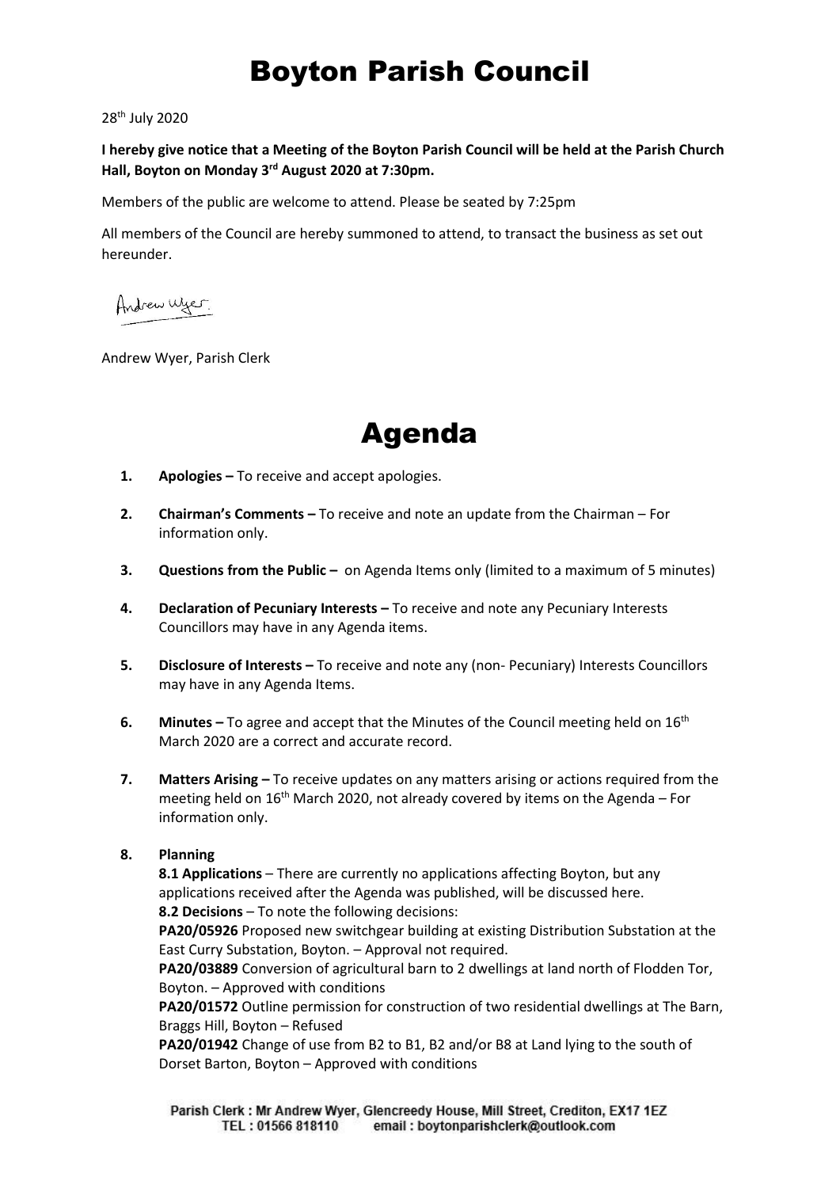# Boyton Parish Council

28th July 2020

**I hereby give notice that a Meeting of the Boyton Parish Council will be held at the Parish Church Hall, Boyton on Monday 3rd August 2020 at 7:30pm.**

Members of the public are welcome to attend. Please be seated by 7:25pm

All members of the Council are hereby summoned to attend, to transact the business as set out hereunder.

Andrew Wyer, Parish Clerk

# Agenda

1. **Apologies –** To receive and accept apologies.

2. **Chairman's Comments –** To receive and note an update from the Chairman – For information only.

3. **Questions from the Public –** on Agenda Items only (limited to a maximum of 5 minutes)

4. **Declaration of Pecuniary Interests –** To receive and note any Pecuniary Interests Councillors may have in any Agenda items.

5. **Disclosure of Interests –** To receive and note any (non- Pecuniary) Interests Councillors may have in any Agenda Items.

6. **Minutes –** To agree and accept that the Minutes of the Council meeting held on 16th March 2020 are a correct and accurate record.

7. **Matters Arising –** To receive updates on any matters arising or actions required from the meeting held on 16th March 2020, not already covered by items on the Agenda – For information only.

8. **Planning**

   **8.1 Applications** – There are currently no applications affecting Boyton, but any applications received after the Agenda was published, will be discussed here.

   **8.2 Decisions** – To note the following decisions:

   **PA20/05926** Proposed new switchgear building at existing Distribution Substation at the East Curry Substation, Boyton. – Approval not required.

   **PA20/03889** Conversion of agricultural barn to 2 dwellings at land north of Flodden Tor, Boyton. – Approved with conditions

   **PA20/01572** Outline permission for construction of two residential dwellings at The Barn, Braggs Hill, Boyton – Refused

   **PA20/01942** Change of use from B2 to B1, B2 and/or B8 at Land lying to the south of Dorset Barton, Boyton – Approved with conditions

Parish Clerk : Mr Andrew Wyer, Glencreedy House, Mill Street, Crediton, EX17 1EZ
TEL : 01566 818110 email : boytonparishclerk@outlook.com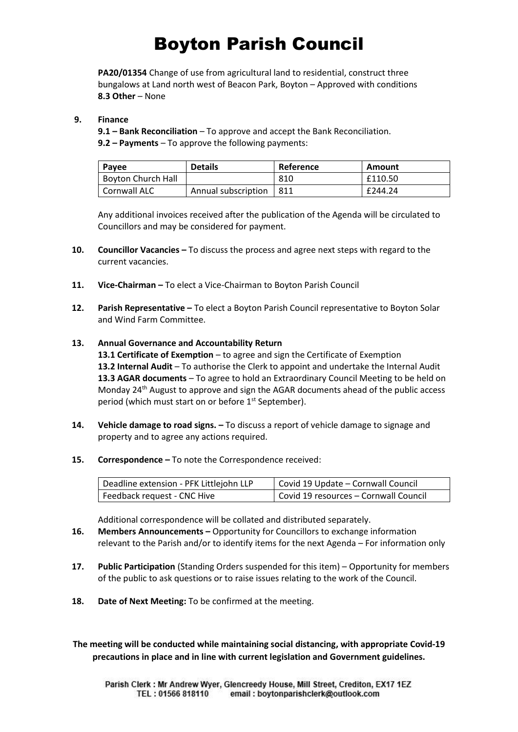# Boyton Parish Council

**PA20/01354** Change of use from agricultural land to residential, construct three bungalows at Land north west of Beacon Park, Boyton – Approved with conditions
**8.3 Other** – None

**9. Finance**

**9.1 – Bank Reconciliation** – To approve and accept the Bank Reconciliation.
**9.2 – Payments** – To approve the following payments:

| Payee | Details | Reference | Amount |
|---|---|---|---|
| Boyton Church Hall | | 810 | £110.50 |
| Cornwall ALC | Annual subscription | 811 | £244.24 |

Any additional invoices received after the publication of the Agenda will be circulated to Councillors and may be considered for payment.

**10. Councillor Vacancies –** To discuss the process and agree next steps with regard to the current vacancies.

**11. Vice-Chairman –** To elect a Vice-Chairman to Boyton Parish Council

**12. Parish Representative –** To elect a Boyton Parish Council representative to Boyton Solar and Wind Farm Committee.

**13. Annual Governance and Accountability Return**

**13.1 Certificate of Exemption** – to agree and sign the Certificate of Exemption
**13.2 Internal Audit** – To authorise the Clerk to appoint and undertake the Internal Audit
**13.3 AGAR documents** – To agree to hold an Extraordinary Council Meeting to be held on Monday 24th August to approve and sign the AGAR documents ahead of the public access period (which must start on or before 1st September).

**14. Vehicle damage to road signs. –** To discuss a report of vehicle damage to signage and property and to agree any actions required.

**15. Correspondence –** To note the Correspondence received:

| | |
|---|---|
| Deadline extension - PFK Littlejohn LLP | Covid 19 Update – Cornwall Council |
| Feedback request - CNC Hive | Covid 19 resources – Cornwall Council |

Additional correspondence will be collated and distributed separately.

**16. Members Announcements –** Opportunity for Councillors to exchange information relevant to the Parish and/or to identify items for the next Agenda – For information only

**17. Public Participation** (Standing Orders suspended for this item) – Opportunity for members of the public to ask questions or to raise issues relating to the work of the Council.

**18. Date of Next Meeting:** To be confirmed at the meeting.

**The meeting will be conducted while maintaining social distancing, with appropriate Covid-19 precautions in place and in line with current legislation and Government guidelines.**

Parish Clerk : Mr Andrew Wyer, Glencreedy House, Mill Street, Crediton, EX17 1EZ
TEL : 01566 818110 email : boytonparishclerk@outlook.com